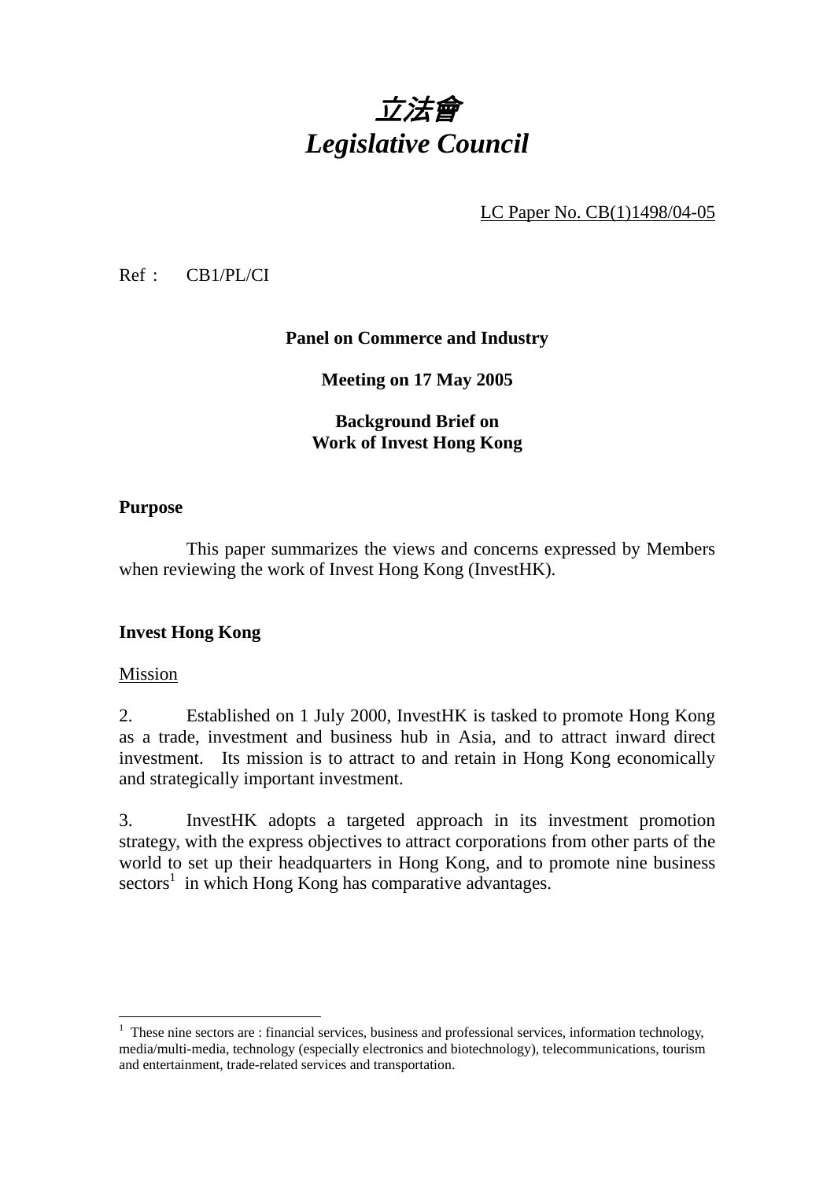# *立法會*
# *Legislative Council*

LC Paper No. CB(1)1498/04-05

Ref : CB1/PL/CI

**Panel on Commerce and Industry**

**Meeting on 17 May 2005**

**Background Brief on**
**Work of Invest Hong Kong**

**Purpose**

This paper summarizes the views and concerns expressed by Members when reviewing the work of Invest Hong Kong (InvestHK).

**Invest Hong Kong**

Mission

2. Established on 1 July 2000, InvestHK is tasked to promote Hong Kong as a trade, investment and business hub in Asia, and to attract inward direct investment. Its mission is to attract to and retain in Hong Kong economically and strategically important investment.

3. InvestHK adopts a targeted approach in its investment promotion strategy, with the express objectives to attract corporations from other parts of the world to set up their headquarters in Hong Kong, and to promote nine business sectors[1] in which Hong Kong has comparative advantages.

[1] These nine sectors are : financial services, business and professional services, information technology, media/multi-media, technology (especially electronics and biotechnology), telecommunications, tourism and entertainment, trade-related services and transportation.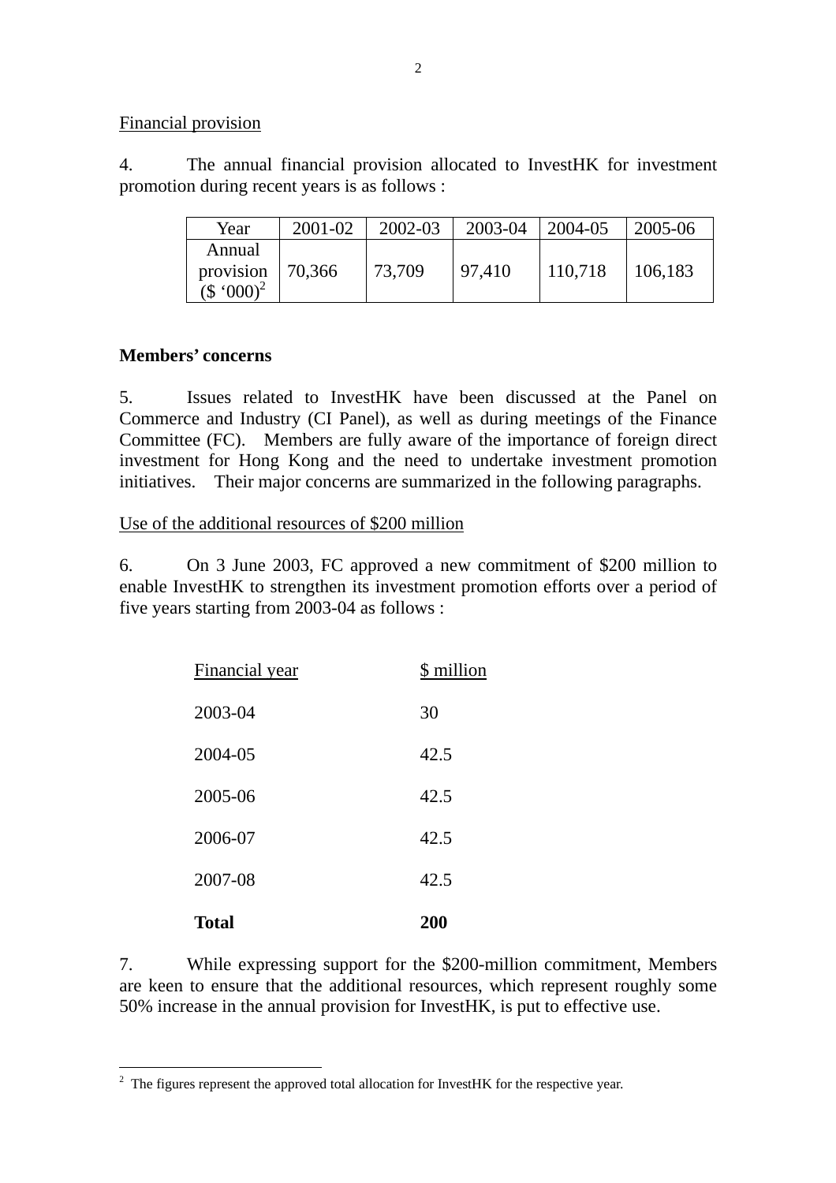Financial provision

4. The annual financial provision allocated to InvestHK for investment promotion during recent years is as follows :

| Year | 2001-02 | 2002-03 | 2003-04 | 2004-05 | 2005-06 |
|---|---|---|---|---|---|
| Annual provision ($ '000)[2] | 70,366 | 73,709 | 97,410 | 110,718 | 106,183 |

**Members' concerns**

5. Issues related to InvestHK have been discussed at the Panel on Commerce and Industry (CI Panel), as well as during meetings of the Finance Committee (FC). Members are fully aware of the importance of foreign direct investment for Hong Kong and the need to undertake investment promotion initiatives. Their major concerns are summarized in the following paragraphs.

Use of the additional resources of $200 million

6. On 3 June 2003, FC approved a new commitment of $200 million to enable InvestHK to strengthen its investment promotion efforts over a period of five years starting from 2003-04 as follows :

| Financial year | $ million |
|---|---|
| 2003-04 | 30 |
| 2004-05 | 42.5 |
| 2005-06 | 42.5 |
| 2006-07 | 42.5 |
| 2007-08 | 42.5 |
| **Total** | **200** |

7. While expressing support for the $200-million commitment, Members are keen to ensure that the additional resources, which represent roughly some 50% increase in the annual provision for InvestHK, is put to effective use.

[2] The figures represent the approved total allocation for InvestHK for the respective year.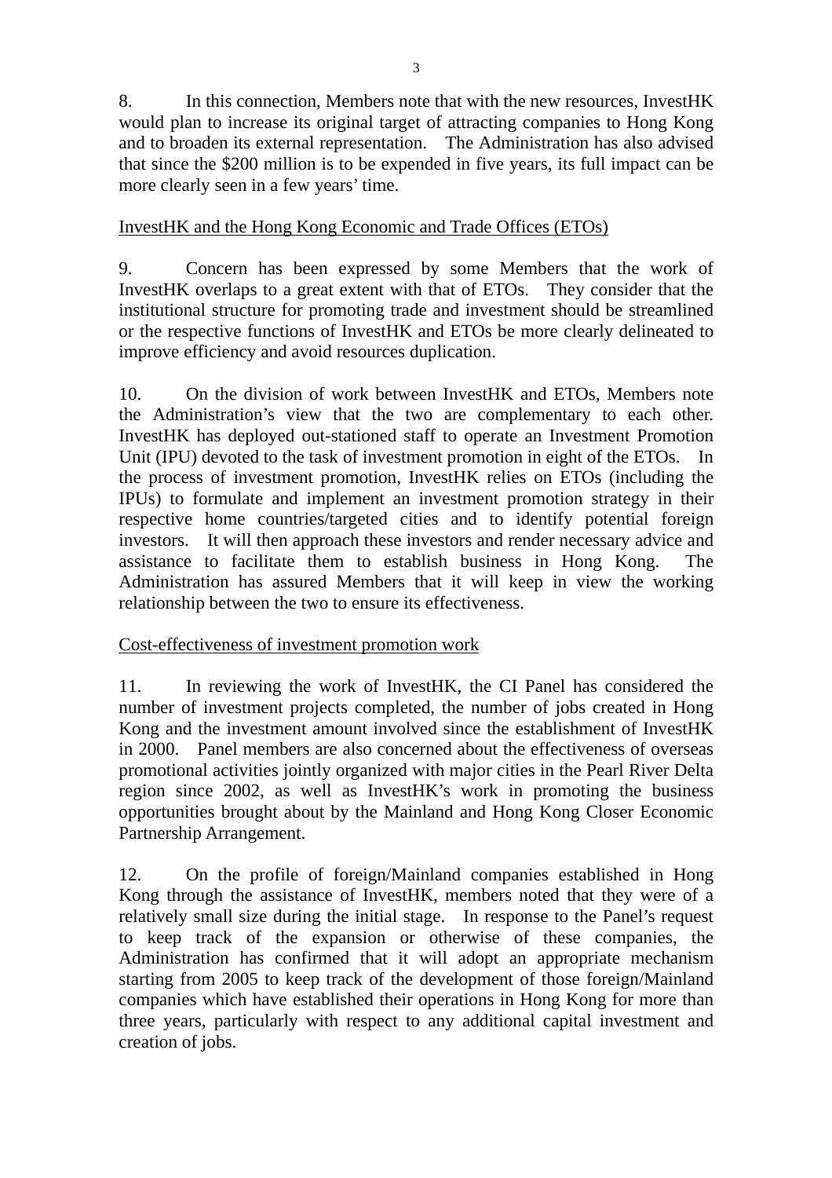8. In this connection, Members note that with the new resources, InvestHK would plan to increase its original target of attracting companies to Hong Kong and to broaden its external representation. The Administration has also advised that since the $200 million is to be expended in five years, its full impact can be more clearly seen in a few years' time.

<u>InvestHK and the Hong Kong Economic and Trade Offices (ETOs)</u>

9. Concern has been expressed by some Members that the work of InvestHK overlaps to a great extent with that of ETOs. They consider that the institutional structure for promoting trade and investment should be streamlined or the respective functions of InvestHK and ETOs be more clearly delineated to improve efficiency and avoid resources duplication.

10. On the division of work between InvestHK and ETOs, Members note the Administration's view that the two are complementary to each other. InvestHK has deployed out-stationed staff to operate an Investment Promotion Unit (IPU) devoted to the task of investment promotion in eight of the ETOs. In the process of investment promotion, InvestHK relies on ETOs (including the IPUs) to formulate and implement an investment promotion strategy in their respective home countries/targeted cities and to identify potential foreign investors. It will then approach these investors and render necessary advice and assistance to facilitate them to establish business in Hong Kong. The Administration has assured Members that it will keep in view the working relationship between the two to ensure its effectiveness.

<u>Cost-effectiveness of investment promotion work</u>

11. In reviewing the work of InvestHK, the CI Panel has considered the number of investment projects completed, the number of jobs created in Hong Kong and the investment amount involved since the establishment of InvestHK in 2000. Panel members are also concerned about the effectiveness of overseas promotional activities jointly organized with major cities in the Pearl River Delta region since 2002, as well as InvestHK's work in promoting the business opportunities brought about by the Mainland and Hong Kong Closer Economic Partnership Arrangement.

12. On the profile of foreign/Mainland companies established in Hong Kong through the assistance of InvestHK, members noted that they were of a relatively small size during the initial stage. In response to the Panel's request to keep track of the expansion or otherwise of these companies, the Administration has confirmed that it will adopt an appropriate mechanism starting from 2005 to keep track of the development of those foreign/Mainland companies which have established their operations in Hong Kong for more than three years, particularly with respect to any additional capital investment and creation of jobs.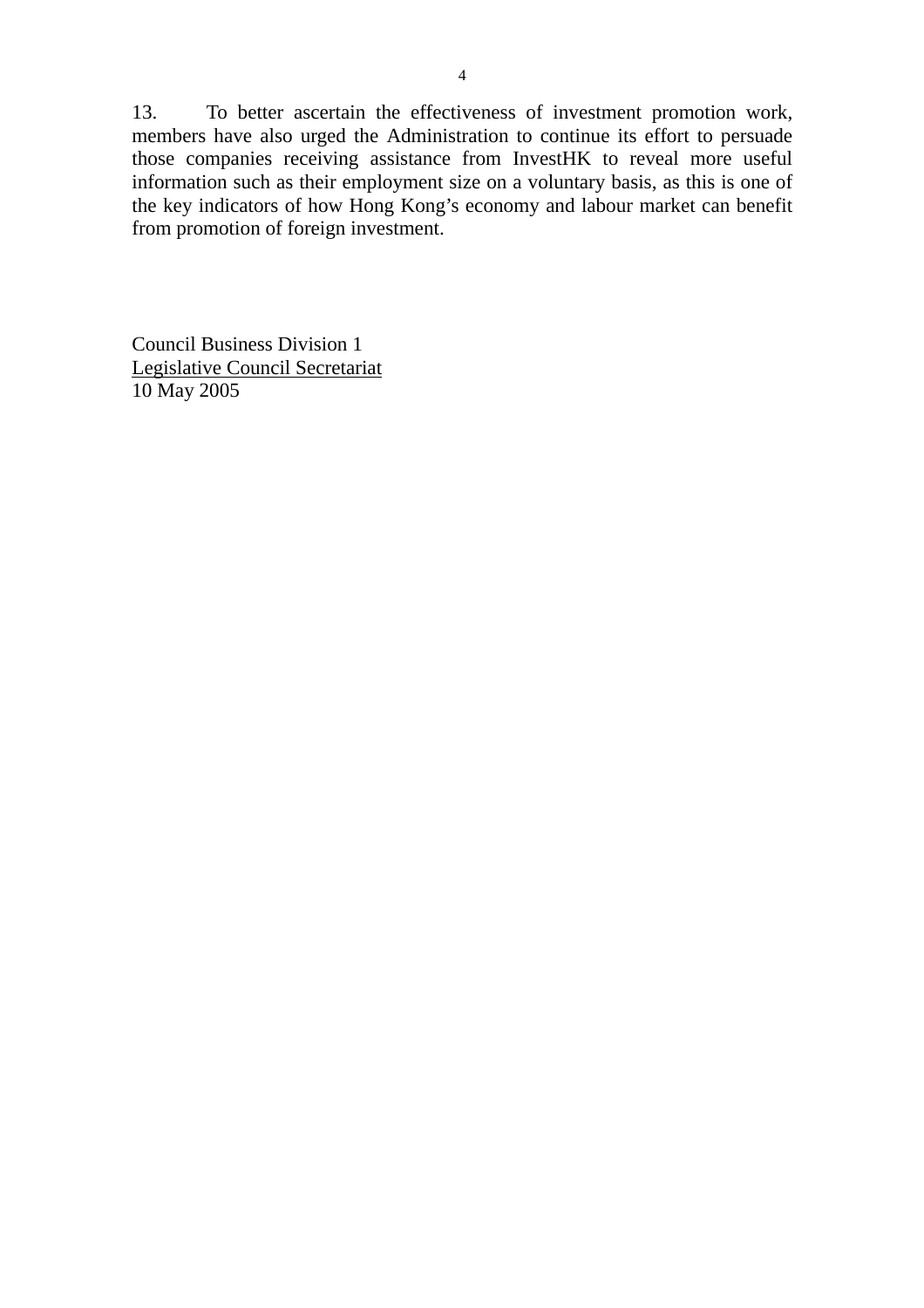13. To better ascertain the effectiveness of investment promotion work, members have also urged the Administration to continue its effort to persuade those companies receiving assistance from InvestHK to reveal more useful information such as their employment size on a voluntary basis, as this is one of the key indicators of how Hong Kong's economy and labour market can benefit from promotion of foreign investment.

Council Business Division 1
Legislative Council Secretariat
10 May 2005